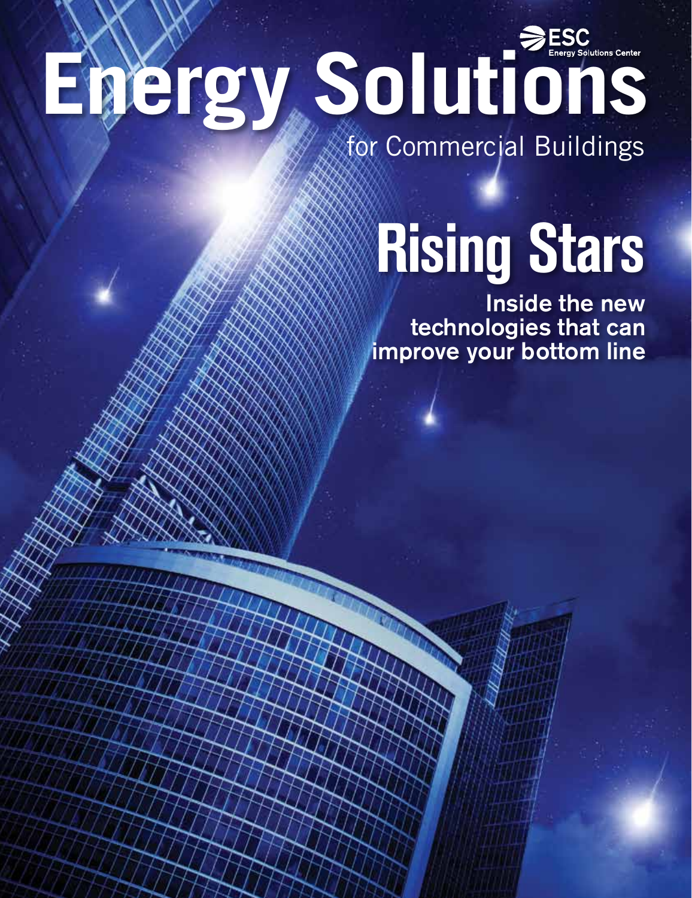ESC
Energy Solutions Center

# Energy Solutions

for Commercial Buildings

## Rising Stars

**Inside the new technologies that can improve your bottom line**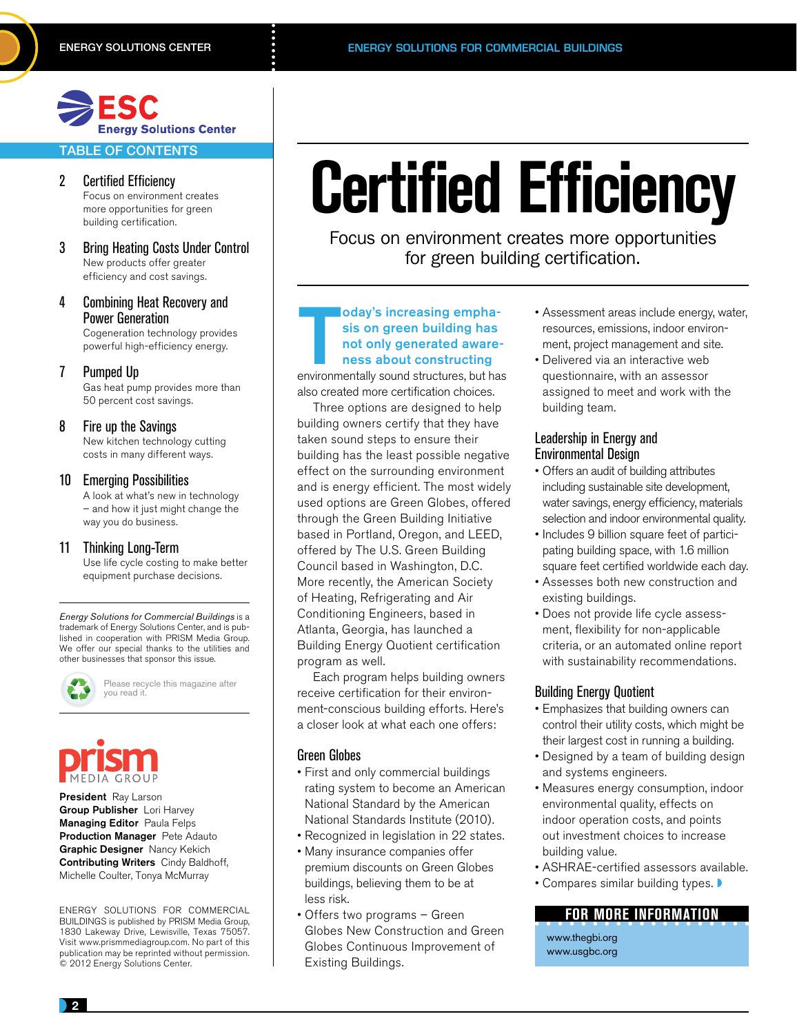ESC Energy Solutions Center

## TABLE OF CONTENTS

2 **Certified Efficiency**
Focus on environment creates more opportunities for green building certification.

3 **Bring Heating Costs Under Control**
New products offer greater efficiency and cost savings.

4 **Combining Heat Recovery and Power Generation**
Cogeneration technology provides powerful high-efficiency energy.

7 **Pumped Up**
Gas heat pump provides more than 50 percent cost savings.

8 **Fire up the Savings**
New kitchen technology cutting costs in many different ways.

10 **Emerging Possibilities**
A look at what's new in technology – and how it just might change the way you do business.

11 **Thinking Long-Term**
Use life cycle costing to make better equipment purchase decisions.

*Energy Solutions for Commercial Buildings* is a trademark of Energy Solutions Center, and is published in cooperation with PRISM Media Group. We offer our special thanks to the utilities and other businesses that sponsor this issue.

Please recycle this magazine after you read it.

prism MEDIA GROUP

**President** Ray Larson
**Group Publisher** Lori Harvey
**Managing Editor** Paula Felps
**Production Manager** Pete Adauto
**Graphic Designer** Nancy Kekich
**Contributing Writers** Cindy Baldhoff, Michelle Coulter, Tonya McMurray

ENERGY SOLUTIONS FOR COMMERCIAL BUILDINGS is published by PRISM Media Group, 1830 Lakeway Drive, Lewisville, Texas 75057. Visit www.prismmediagroup.com. No part of this publication may be reprinted without permission. © 2012 Energy Solutions Center.

# Certified Efficiency

Focus on environment creates more opportunities for green building certification.

**Today's increasing emphasis on green building has not only generated awareness about constructing** environmentally sound structures, but has also created more certification choices.

Three options are designed to help building owners certify that they have taken sound steps to ensure their building has the least possible negative effect on the surrounding environment and is energy efficient. The most widely used options are Green Globes, offered through the Green Building Initiative based in Portland, Oregon, and LEED, offered by The U.S. Green Building Council based in Washington, D.C. More recently, the American Society of Heating, Refrigerating and Air Conditioning Engineers, based in Atlanta, Georgia, has launched a Building Energy Quotient certification program as well.

Each program helps building owners receive certification for their environment-conscious building efforts. Here's a closer look at what each one offers:

### Green Globes

- First and only commercial buildings rating system to become an American National Standard by the American National Standards Institute (2010).
- Recognized in legislation in 22 states.
- Many insurance companies offer premium discounts on Green Globes buildings, believing them to be at less risk.
- Offers two programs – Green Globes New Construction and Green Globes Continuous Improvement of Existing Buildings.
- Assessment areas include energy, water, resources, emissions, indoor environment, project management and site.
- Delivered via an interactive web questionnaire, with an assessor assigned to meet and work with the building team.

### Leadership in Energy and Environmental Design

- Offers an audit of building attributes including sustainable site development, water savings, energy efficiency, materials selection and indoor environmental quality.
- Includes 9 billion square feet of participating building space, with 1.6 million square feet certified worldwide each day.
- Assesses both new construction and existing buildings.
- Does not provide life cycle assessment, flexibility for non-applicable criteria, or an automated online report with sustainability recommendations.

### Building Energy Quotient

- Emphasizes that building owners can control their utility costs, which might be their largest cost in running a building.
- Designed by a team of building design and systems engineers.
- Measures energy consumption, indoor environmental quality, effects on indoor operation costs, and points out investment choices to increase building value.
- ASHRAE-certified assessors available.
- Compares similar building types.

### FOR MORE INFORMATION

www.thegbi.org
www.usgbc.org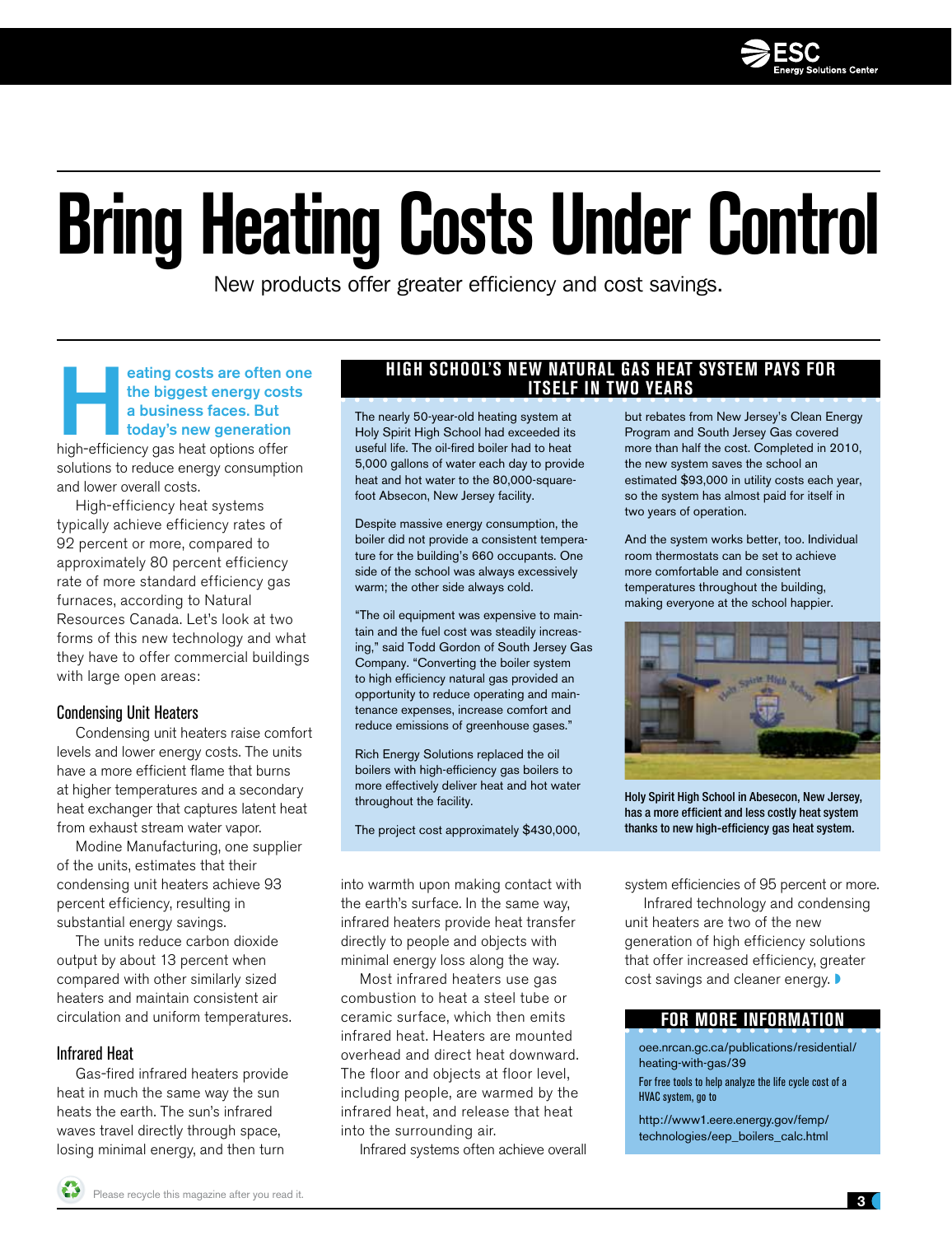# Bring Heating Costs Under Control

New products offer greater efficiency and cost savings.

**Heating costs are often one the biggest energy costs a business faces. But today's new generation** high-efficiency gas heat options offer solutions to reduce energy consumption and lower overall costs.

High-efficiency heat systems typically achieve efficiency rates of 92 percent or more, compared to approximately 80 percent efficiency rate of more standard efficiency gas furnaces, according to Natural Resources Canada. Let's look at two forms of this new technology and what they have to offer commercial buildings with large open areas:

## Condensing Unit Heaters

Condensing unit heaters raise comfort levels and lower energy costs. The units have a more efficient flame that burns at higher temperatures and a secondary heat exchanger that captures latent heat from exhaust stream water vapor.

Modine Manufacturing, one supplier of the units, estimates that their condensing unit heaters achieve 93 percent efficiency, resulting in substantial energy savings.

The units reduce carbon dioxide output by about 13 percent when compared with other similarly sized heaters and maintain consistent air circulation and uniform temperatures.

## Infrared Heat

Gas-fired infrared heaters provide heat in much the same way the sun heats the earth. The sun's infrared waves travel directly through space, losing minimal energy, and then turn into warmth upon making contact with the earth's surface. In the same way, infrared heaters provide heat transfer directly to people and objects with minimal energy loss along the way.

Most infrared heaters use gas combustion to heat a steel tube or ceramic surface, which then emits infrared heat. Heaters are mounted overhead and direct heat downward. The floor and objects at floor level, including people, are warmed by the infrared heat, and release that heat into the surrounding air.

Infrared systems often achieve overall system efficiencies of 95 percent or more.

Infrared technology and condensing unit heaters are two of the new generation of high efficiency solutions that offer increased efficiency, greater cost savings and cleaner energy.

## HIGH SCHOOL'S NEW NATURAL GAS HEAT SYSTEM PAYS FOR ITSELF IN TWO YEARS

The nearly 50-year-old heating system at Holy Spirit High School had exceeded its useful life. The oil-fired boiler had to heat 5,000 gallons of water each day to provide heat and hot water to the 80,000-square-foot Absecon, New Jersey facility.

Despite massive energy consumption, the boiler did not provide a consistent temperature for the building's 660 occupants. One side of the school was always excessively warm; the other side always cold.

"The oil equipment was expensive to maintain and the fuel cost was steadily increasing," said Todd Gordon of South Jersey Gas Company. "Converting the boiler system to high efficiency natural gas provided an opportunity to reduce operating and maintenance expenses, increase comfort and reduce emissions of greenhouse gases."

Rich Energy Solutions replaced the oil boilers with high-efficiency gas boilers to more effectively deliver heat and hot water throughout the facility.

The project cost approximately $430,000, but rebates from New Jersey's Clean Energy Program and South Jersey Gas covered more than half the cost. Completed in 2010, the new system saves the school an estimated $93,000 in utility costs each year, so the system has almost paid for itself in two years of operation.

And the system works better, too. Individual room thermostats can be set to achieve more comfortable and consistent temperatures throughout the building, making everyone at the school happier.

**Holy Spirit High School in Abesecon, New Jersey, has a more efficient and less costly heat system thanks to new high-efficiency gas heat system.**

## FOR MORE INFORMATION

oee.nrcan.gc.ca/publications/residential/heating-with-gas/39

For free tools to help analyze the life cycle cost of a HVAC system, go to

http://www1.eere.energy.gov/femp/technologies/eep_boilers_calc.html

Please recycle this magazine after you read it.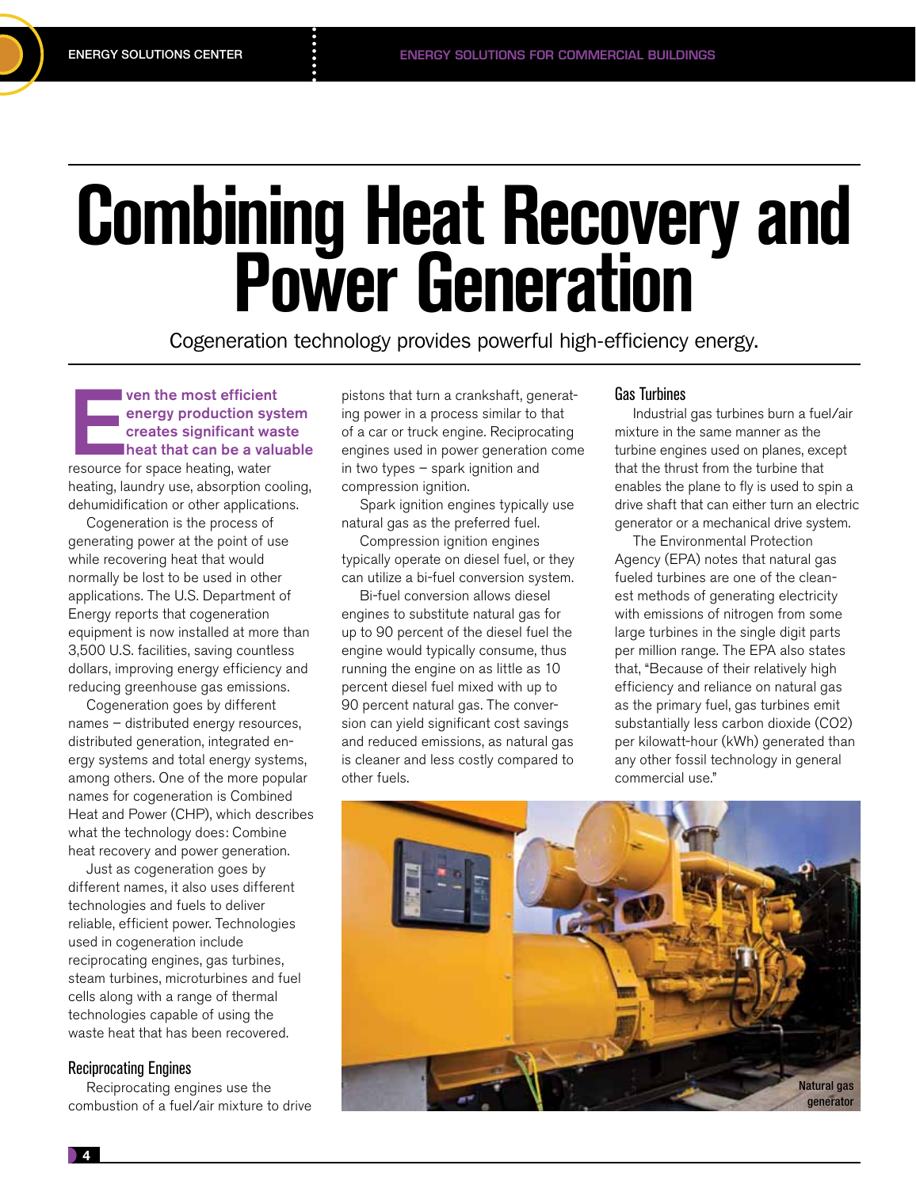# Combining Heat Recovery and Power Generation

Cogeneration technology provides powerful high-efficiency energy.

**Even the most efficient energy production system creates significant waste heat that can be a valuable** resource for space heating, water heating, laundry use, absorption cooling, dehumidification or other applications.

Cogeneration is the process of generating power at the point of use while recovering heat that would normally be lost to be used in other applications. The U.S. Department of Energy reports that cogeneration equipment is now installed at more than 3,500 U.S. facilities, saving countless dollars, improving energy efficiency and reducing greenhouse gas emissions.

Cogeneration goes by different names – distributed energy resources, distributed generation, integrated energy systems and total energy systems, among others. One of the more popular names for cogeneration is Combined Heat and Power (CHP), which describes what the technology does: Combine heat recovery and power generation.

Just as cogeneration goes by different names, it also uses different technologies and fuels to deliver reliable, efficient power. Technologies used in cogeneration include reciprocating engines, gas turbines, steam turbines, microturbines and fuel cells along with a range of thermal technologies capable of using the waste heat that has been recovered.

### Reciprocating Engines

Reciprocating engines use the combustion of a fuel/air mixture to drive pistons that turn a crankshaft, generating power in a process similar to that of a car or truck engine. Reciprocating engines used in power generation come in two types – spark ignition and compression ignition.

Spark ignition engines typically use natural gas as the preferred fuel.

Compression ignition engines typically operate on diesel fuel, or they can utilize a bi-fuel conversion system.

Bi-fuel conversion allows diesel engines to substitute natural gas for up to 90 percent of the diesel fuel the engine would typically consume, thus running the engine on as little as 10 percent diesel fuel mixed with up to 90 percent natural gas. The conversion can yield significant cost savings and reduced emissions, as natural gas is cleaner and less costly compared to other fuels.

### Gas Turbines

Industrial gas turbines burn a fuel/air mixture in the same manner as the turbine engines used on planes, except that the thrust from the turbine that enables the plane to fly is used to spin a drive shaft that can either turn an electric generator or a mechanical drive system.

The Environmental Protection Agency (EPA) notes that natural gas fueled turbines are one of the cleanest methods of generating electricity with emissions of nitrogen from some large turbines in the single digit parts per million range. The EPA also states that, "Because of their relatively high efficiency and reliance on natural gas as the primary fuel, gas turbines emit substantially less carbon dioxide ($CO_2$) per kilowatt-hour (kWh) generated than any other fossil technology in general commercial use."

Natural gas generator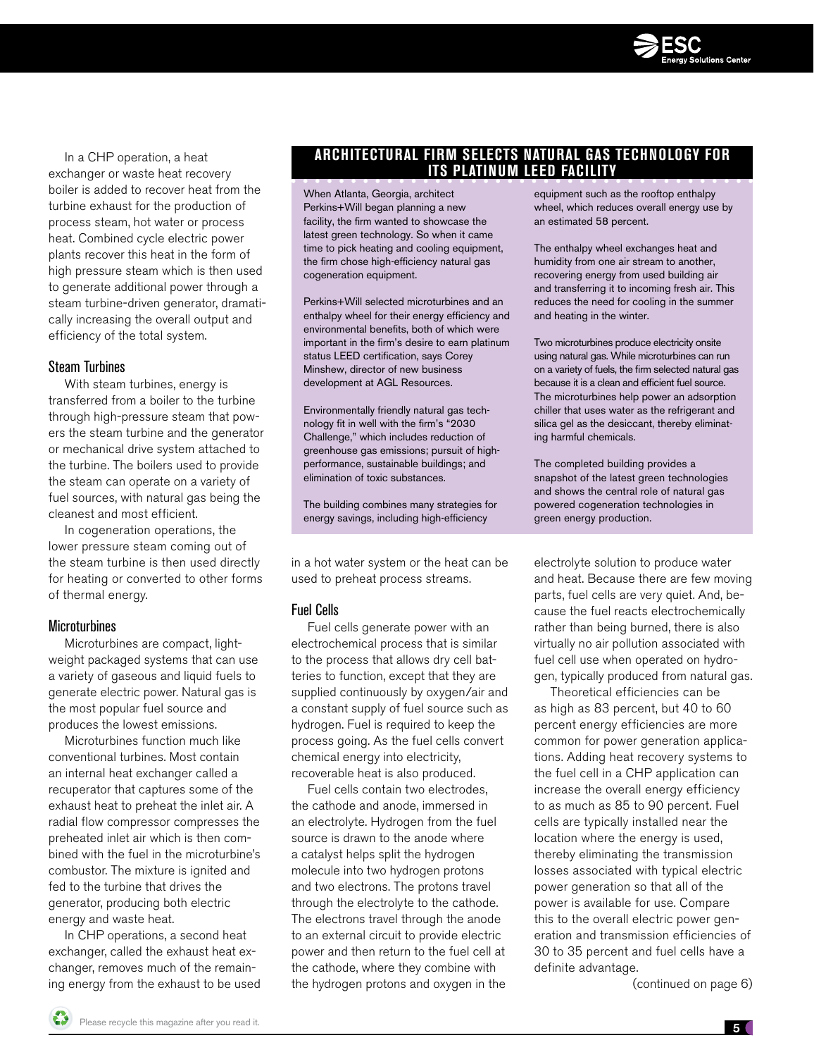In a CHP operation, a heat exchanger or waste heat recovery boiler is added to recover heat from the turbine exhaust for the production of process steam, hot water or process heat. Combined cycle electric power plants recover this heat in the form of high pressure steam which is then used to generate additional power through a steam turbine-driven generator, dramatically increasing the overall output and efficiency of the total system.

### Steam Turbines

With steam turbines, energy is transferred from a boiler to the turbine through high-pressure steam that powers the steam turbine and the generator or mechanical drive system attached to the turbine. The boilers used to provide the steam can operate on a variety of fuel sources, with natural gas being the cleanest and most efficient.

In cogeneration operations, the lower pressure steam coming out of the steam turbine is then used directly for heating or converted to other forms of thermal energy.

### Microturbines

Microturbines are compact, lightweight packaged systems that can use a variety of gaseous and liquid fuels to generate electric power. Natural gas is the most popular fuel source and produces the lowest emissions.

Microturbines function much like conventional turbines. Most contain an internal heat exchanger called a recuperator that captures some of the exhaust heat to preheat the inlet air. A radial flow compressor compresses the preheated inlet air which is then combined with the fuel in the microturbine's combustor. The mixture is ignited and fed to the turbine that drives the generator, producing both electric energy and waste heat.

In CHP operations, a second heat exchanger, called the exhaust heat exchanger, removes much of the remaining energy from the exhaust to be used in a hot water system or the heat can be used to preheat process streams.

### Fuel Cells

Fuel cells generate power with an electrochemical process that is similar to the process that allows dry cell batteries to function, except that they are supplied continuously by oxygen/air and a constant supply of fuel source such as hydrogen. Fuel is required to keep the process going. As the fuel cells convert chemical energy into electricity, recoverable heat is also produced.

Fuel cells contain two electrodes, the cathode and anode, immersed in an electrolyte. Hydrogen from the fuel source is drawn to the anode where a catalyst helps split the hydrogen molecule into two hydrogen protons and two electrons. The protons travel through the electrolyte to the cathode. The electrons travel through the anode to an external circuit to provide electric power and then return to the fuel cell at the cathode, where they combine with the hydrogen protons and oxygen in the electrolyte solution to produce water and heat. Because there are few moving parts, fuel cells are very quiet. And, because the fuel reacts electrochemically rather than being burned, there is also virtually no air pollution associated with fuel cell use when operated on hydrogen, typically produced from natural gas.

Theoretical efficiencies can be as high as 83 percent, but 40 to 60 percent energy efficiencies are more common for power generation applications. Adding heat recovery systems to the fuel cell in a CHP application can increase the overall energy efficiency to as much as 85 to 90 percent. Fuel cells are typically installed near the location where the energy is used, thereby eliminating the transmission losses associated with typical electric power generation so that all of the power is available for use. Compare this to the overall electric power generation and transmission efficiencies of 30 to 35 percent and fuel cells have a definite advantage.

(continued on page 6)

---

## ARCHITECTURAL FIRM SELECTS NATURAL GAS TECHNOLOGY FOR ITS PLATINUM LEED FACILITY

When Atlanta, Georgia, architect Perkins+Will began planning a new facility, the firm wanted to showcase the latest green technology. So when it came time to pick heating and cooling equipment, the firm chose high-efficiency natural gas cogeneration equipment.

Perkins+Will selected microturbines and an enthalpy wheel for their energy efficiency and environmental benefits, both of which were important in the firm's desire to earn platinum status LEED certification, says Corey Minshew, director of new business development at AGL Resources.

Environmentally friendly natural gas technology fit in well with the firm's "2030 Challenge," which includes reduction of greenhouse gas emissions; pursuit of high-performance, sustainable buildings; and elimination of toxic substances.

The building combines many strategies for energy savings, including high-efficiency equipment such as the rooftop enthalpy wheel, which reduces overall energy use by an estimated 58 percent.

The enthalpy wheel exchanges heat and humidity from one air stream to another, recovering energy from used building air and transferring it to incoming fresh air. This reduces the need for cooling in the summer and heating in the winter.

Two microturbines produce electricity onsite using natural gas. While microturbines can run on a variety of fuels, the firm selected natural gas because it is a clean and efficient fuel source. The microturbines help power an adsorption chiller that uses water as the refrigerant and silica gel as the desiccant, thereby eliminating harmful chemicals.

The completed building provides a snapshot of the latest green technologies and shows the central role of natural gas powered cogeneration technologies in green energy production.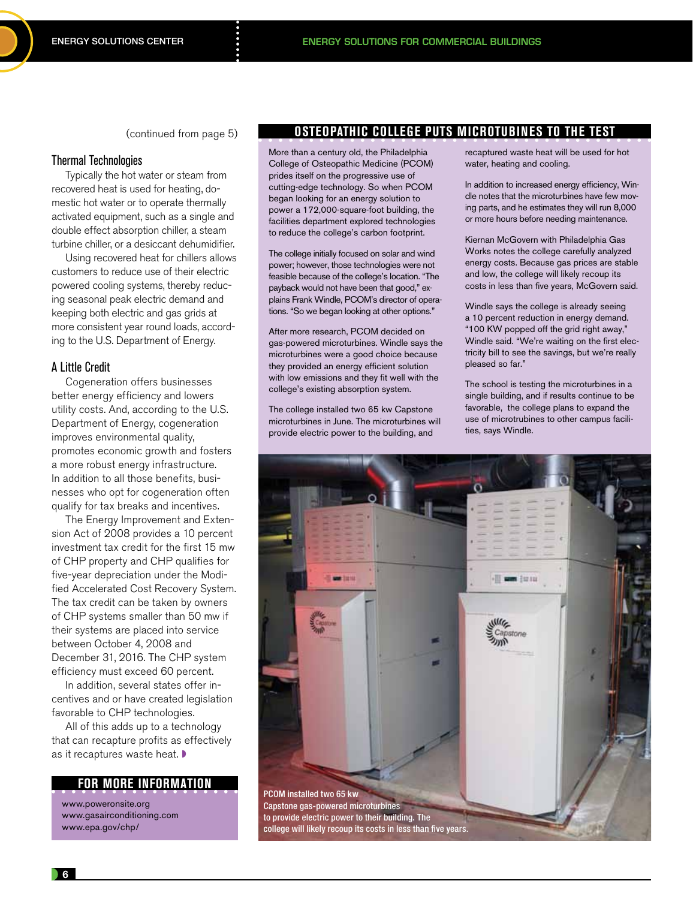(continued from page 5)

### Thermal Technologies

Typically the hot water or steam from recovered heat is used for heating, domestic hot water or to operate thermally activated equipment, such as a single and double effect absorption chiller, a steam turbine chiller, or a desiccant dehumidifier.

Using recovered heat for chillers allows customers to reduce use of their electric powered cooling systems, thereby reducing seasonal peak electric demand and keeping both electric and gas grids at more consistent year round loads, according to the U.S. Department of Energy.

### A Little Credit

Cogeneration offers businesses better energy efficiency and lowers utility costs. And, according to the U.S. Department of Energy, cogeneration improves environmental quality, promotes economic growth and fosters a more robust energy infrastructure. In addition to all those benefits, businesses who opt for cogeneration often qualify for tax breaks and incentives.

The Energy Improvement and Extension Act of 2008 provides a 10 percent investment tax credit for the first 15 mw of CHP property and CHP qualifies for five-year depreciation under the Modified Accelerated Cost Recovery System. The tax credit can be taken by owners of CHP systems smaller than 50 mw if their systems are placed into service between October 4, 2008 and December 31, 2016. The CHP system efficiency must exceed 60 percent.

In addition, several states offer incentives and or have created legislation favorable to CHP technologies.

All of this adds up to a technology that can recapture profits as effectively as it recaptures waste heat.

## FOR MORE INFORMATION

www.poweronsite.org
www.gasairconditioning.com
www.epa.gov/chp/

## OSTEOPATHIC COLLEGE PUTS MICROTUBINES TO THE TEST

More than a century old, the Philadelphia College of Osteopathic Medicine (PCOM) prides itself on the progressive use of cutting-edge technology. So when PCOM began looking for an energy solution to power a 172,000-square-foot building, the facilities department explored technologies to reduce the college's carbon footprint.

The college initially focused on solar and wind power; however, those technologies were not feasible because of the college's location. "The payback would not have been that good," explains Frank Windle, PCOM's director of operations. "So we began looking at other options."

After more research, PCOM decided on gas-powered microturbines. Windle says the microturbines were a good choice because they provided an energy efficient solution with low emissions and they fit well with the college's existing absorption system.

The college installed two 65 kw Capstone microturbines in June. The microturbines will provide electric power to the building, and recaptured waste heat will be used for hot water, heating and cooling.

In addition to increased energy efficiency, Windle notes that the microturbines have few moving parts, and he estimates they will run 8,000 or more hours before needing maintenance.

Kiernan McGovern with Philadelphia Gas Works notes the college carefully analyzed energy costs. Because gas prices are stable and low, the college will likely recoup its costs in less than five years, McGovern said.

Windle says the college is already seeing a 10 percent reduction in energy demand. "100 KW popped off the grid right away," Windle said. "We're waiting on the first electricity bill to see the savings, but we're really pleased so far."

The school is testing the microturbines in a single building, and if results continue to be favorable, the college plans to expand the use of microtrubines to other campus facilities, says Windle.

PCOM installed two 65 kw Capstone gas-powered microturbines to provide electric power to their building. The college will likely recoup its costs in less than five years.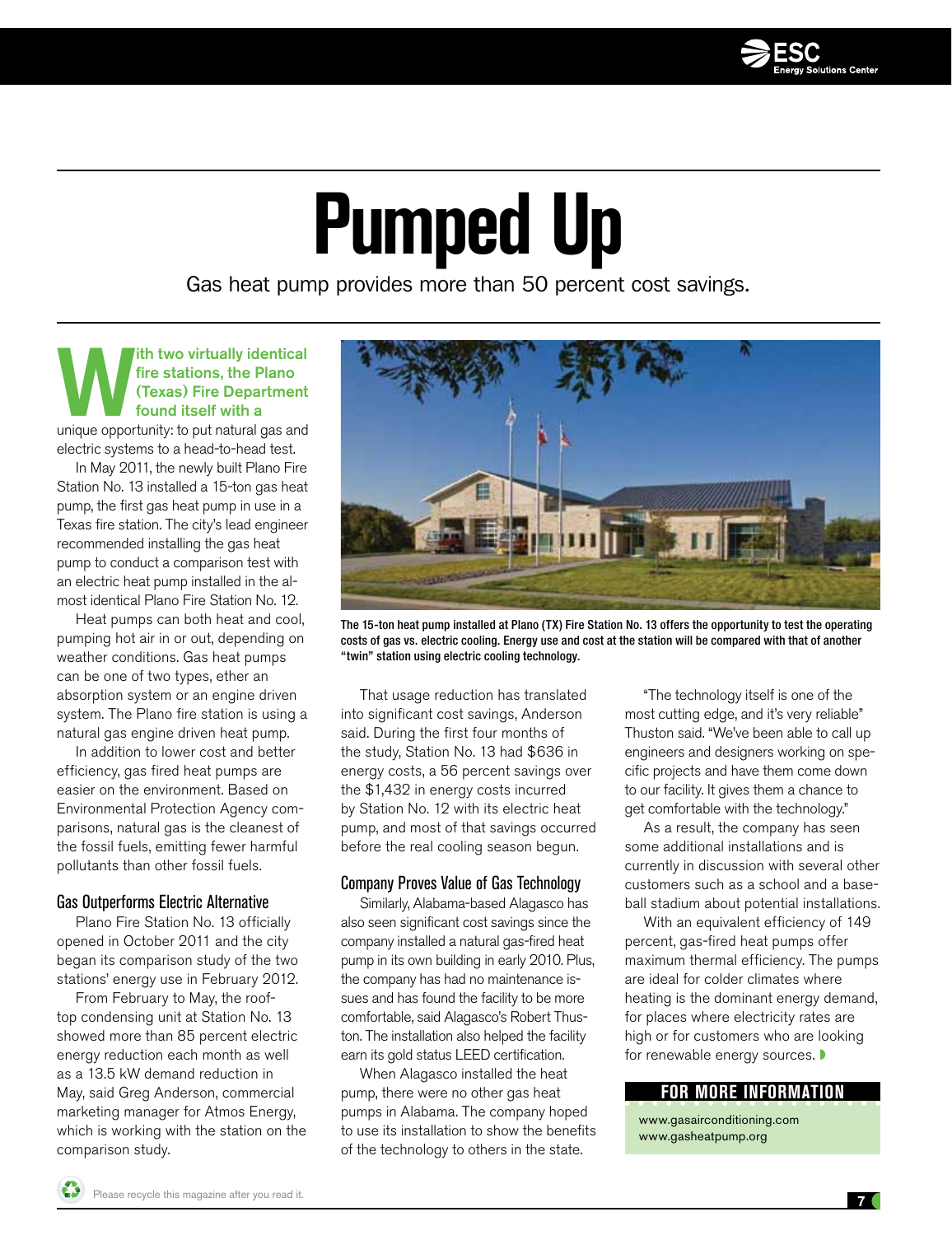# Pumped Up

Gas heat pump provides more than 50 percent cost savings.

**With two virtually identical fire stations, the Plano (Texas) Fire Department found itself with a** unique opportunity: to put natural gas and electric systems to a head-to-head test.

In May 2011, the newly built Plano Fire Station No. 13 installed a 15-ton gas heat pump, the first gas heat pump in use in a Texas fire station. The city's lead engineer recommended installing the gas heat pump to conduct a comparison test with an electric heat pump installed in the almost identical Plano Fire Station No. 12.

Heat pumps can both heat and cool, pumping hot air in or out, depending on weather conditions. Gas heat pumps can be one of two types, ether an absorption system or an engine driven system. The Plano fire station is using a natural gas engine driven heat pump.

In addition to lower cost and better efficiency, gas fired heat pumps are easier on the environment. Based on Environmental Protection Agency comparisons, natural gas is the cleanest of the fossil fuels, emitting fewer harmful pollutants than other fossil fuels.

## Gas Outperforms Electric Alternative

Plano Fire Station No. 13 officially opened in October 2011 and the city began its comparison study of the two stations' energy use in February 2012.

From February to May, the rooftop condensing unit at Station No. 13 showed more than 85 percent electric energy reduction each month as well as a 13.5 kW demand reduction in May, said Greg Anderson, commercial marketing manager for Atmos Energy, which is working with the station on the comparison study.

The 15-ton heat pump installed at Plano (TX) Fire Station No. 13 offers the opportunity to test the operating costs of gas vs. electric cooling. Energy use and cost at the station will be compared with that of another "twin" station using electric cooling technology.

That usage reduction has translated into significant cost savings, Anderson said. During the first four months of the study, Station No. 13 had $636 in energy costs, a 56 percent savings over the $1,432 in energy costs incurred by Station No. 12 with its electric heat pump, and most of that savings occurred before the real cooling season begun.

## Company Proves Value of Gas Technology

Similarly, Alabama-based Alagasco has also seen significant cost savings since the company installed a natural gas-fired heat pump in its own building in early 2010. Plus, the company has had no maintenance issues and has found the facility to be more comfortable, said Alagasco's Robert Thuston. The installation also helped the facility earn its gold status LEED certification.

When Alagasco installed the heat pump, there were no other gas heat pumps in Alabama. The company hoped to use its installation to show the benefits of the technology to others in the state.

"The technology itself is one of the most cutting edge, and it's very reliable" Thuston said. "We've been able to call up engineers and designers working on specific projects and have them come down to our facility. It gives them a chance to get comfortable with the technology."

As a result, the company has seen some additional installations and is currently in discussion with several other customers such as a school and a baseball stadium about potential installations.

With an equivalent efficiency of 149 percent, gas-fired heat pumps offer maximum thermal efficiency. The pumps are ideal for colder climates where heating is the dominant energy demand, for places where electricity rates are high or for customers who are looking for renewable energy sources.

**FOR MORE INFORMATION**

www.gasairconditioning.com
www.gasheatpump.org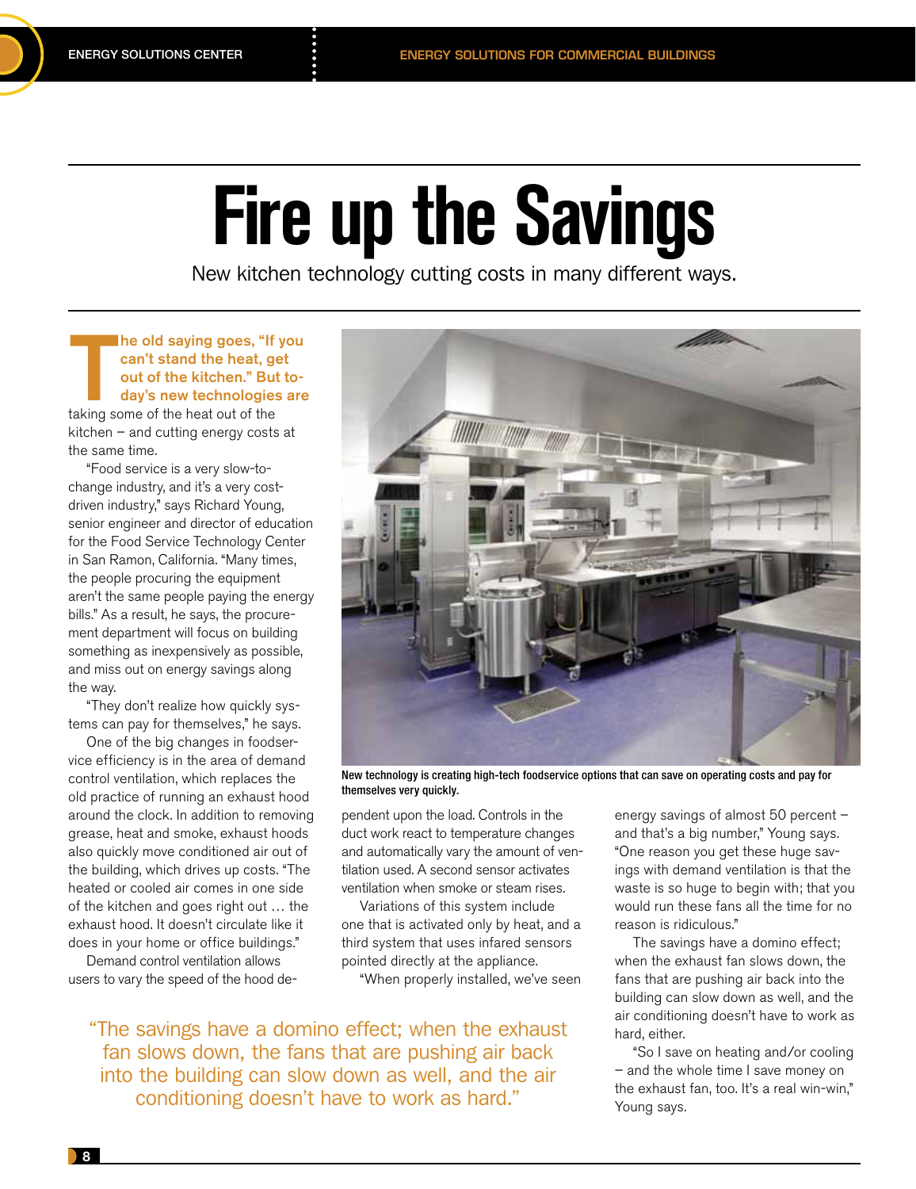# Fire up the Savings

New kitchen technology cutting costs in many different ways.

**The old saying goes, "If you can't stand the heat, get out of the kitchen." But today's new technologies are** taking some of the heat out of the kitchen – and cutting energy costs at the same time.

"Food service is a very slow-to-change industry, and it's a very cost-driven industry," says Richard Young, senior engineer and director of education for the Food Service Technology Center in San Ramon, California. "Many times, the people procuring the equipment aren't the same people paying the energy bills." As a result, he says, the procurement department will focus on building something as inexpensively as possible, and miss out on energy savings along the way.

"They don't realize how quickly systems can pay for themselves," he says.

One of the big changes in foodservice efficiency is in the area of demand control ventilation, which replaces the old practice of running an exhaust hood around the clock. In addition to removing grease, heat and smoke, exhaust hoods also quickly move conditioned air out of the building, which drives up costs. "The heated or cooled air comes in one side of the kitchen and goes right out … the exhaust hood. It doesn't circulate like it does in your home or office buildings."

Demand control ventilation allows users to vary the speed of the hood dependent upon the load. Controls in the duct work react to temperature changes and automatically vary the amount of ventilation used. A second sensor activates ventilation when smoke or steam rises.

Variations of this system include one that is activated only by heat, and a third system that uses infared sensors pointed directly at the appliance.

"When properly installed, we've seen energy savings of almost 50 percent – and that's a big number," Young says. "One reason you get these huge savings with demand ventilation is that the waste is so huge to begin with; that you would run these fans all the time for no reason is ridiculous."

The savings have a domino effect; when the exhaust fan slows down, the fans that are pushing air back into the building can slow down as well, and the air conditioning doesn't have to work as hard, either.

"So I save on heating and/or cooling – and the whole time I save money on the exhaust fan, too. It's a real win-win," Young says.

**New technology is creating high-tech foodservice options that can save on operating costs and pay for themselves very quickly.**

> "The savings have a domino effect; when the exhaust fan slows down, the fans that are pushing air back into the building can slow down as well, and the air conditioning doesn't have to work as hard."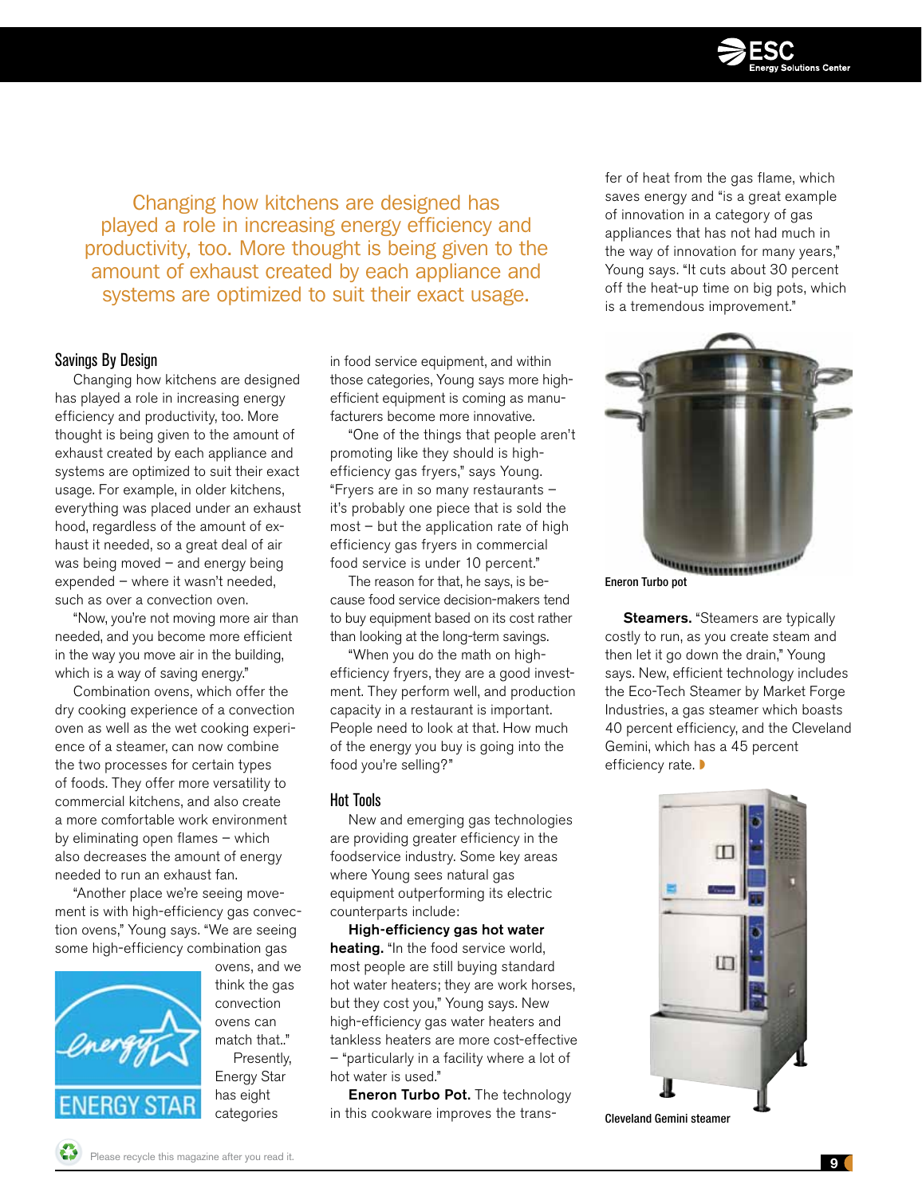Changing how kitchens are designed has played a role in increasing energy efficiency and productivity, too. More thought is being given to the amount of exhaust created by each appliance and systems are optimized to suit their exact usage.

### Savings By Design

Changing how kitchens are designed has played a role in increasing energy efficiency and productivity, too. More thought is being given to the amount of exhaust created by each appliance and systems are optimized to suit their exact usage. For example, in older kitchens, everything was placed under an exhaust hood, regardless of the amount of exhaust it needed, so a great deal of air was being moved – and energy being expended – where it wasn't needed, such as over a convection oven.

"Now, you're not moving more air than needed, and you become more efficient in the way you move air in the building, which is a way of saving energy."

Combination ovens, which offer the dry cooking experience of a convection oven as well as the wet cooking experience of a steamer, can now combine the two processes for certain types of foods. They offer more versatility to commercial kitchens, and also create a more comfortable work environment by eliminating open flames – which also decreases the amount of energy needed to run an exhaust fan.

"Another place we're seeing movement is with high-efficiency gas convection ovens," Young says. "We are seeing some high-efficiency combination gas ovens, and we think the gas convection ovens can match that.."

Presently, Energy Star has eight categories in food service equipment, and within those categories, Young says more high-efficient equipment is coming as manufacturers become more innovative.

"One of the things that people aren't promoting like they should is high-efficiency gas fryers," says Young. "Fryers are in so many restaurants – it's probably one piece that is sold the most – but the application rate of high efficiency gas fryers in commercial food service is under 10 percent."

The reason for that, he says, is because food service decision-makers tend to buy equipment based on its cost rather than looking at the long-term savings.

"When you do the math on high-efficiency fryers, they are a good investment. They perform well, and production capacity in a restaurant is important. People need to look at that. How much of the energy you buy is going into the food you're selling?"

### Hot Tools

New and emerging gas technologies are providing greater efficiency in the foodservice industry. Some key areas where Young sees natural gas equipment outperforming its electric counterparts include:

**High-efficiency gas hot water heating.** "In the food service world, most people are still buying standard hot water heaters; they are work horses, but they cost you," Young says. New high-efficiency gas water heaters and tankless heaters are more cost-effective – "particularly in a facility where a lot of hot water is used."

**Eneron Turbo Pot.** The technology in this cookware improves the transfer of heat from the gas flame, which saves energy and "is a great example of innovation in a category of gas appliances that has not had much in the way of innovation for many years," Young says. "It cuts about 30 percent off the heat-up time on big pots, which is a tremendous improvement."

Eneron Turbo pot

**Steamers.** "Steamers are typically costly to run, as you create steam and then let it go down the drain," Young says. New, efficient technology includes the Eco-Tech Steamer by Market Forge Industries, a gas steamer which boasts 40 percent efficiency, and the Cleveland Gemini, which has a 45 percent efficiency rate.

Cleveland Gemini steamer

Please recycle this magazine after you read it.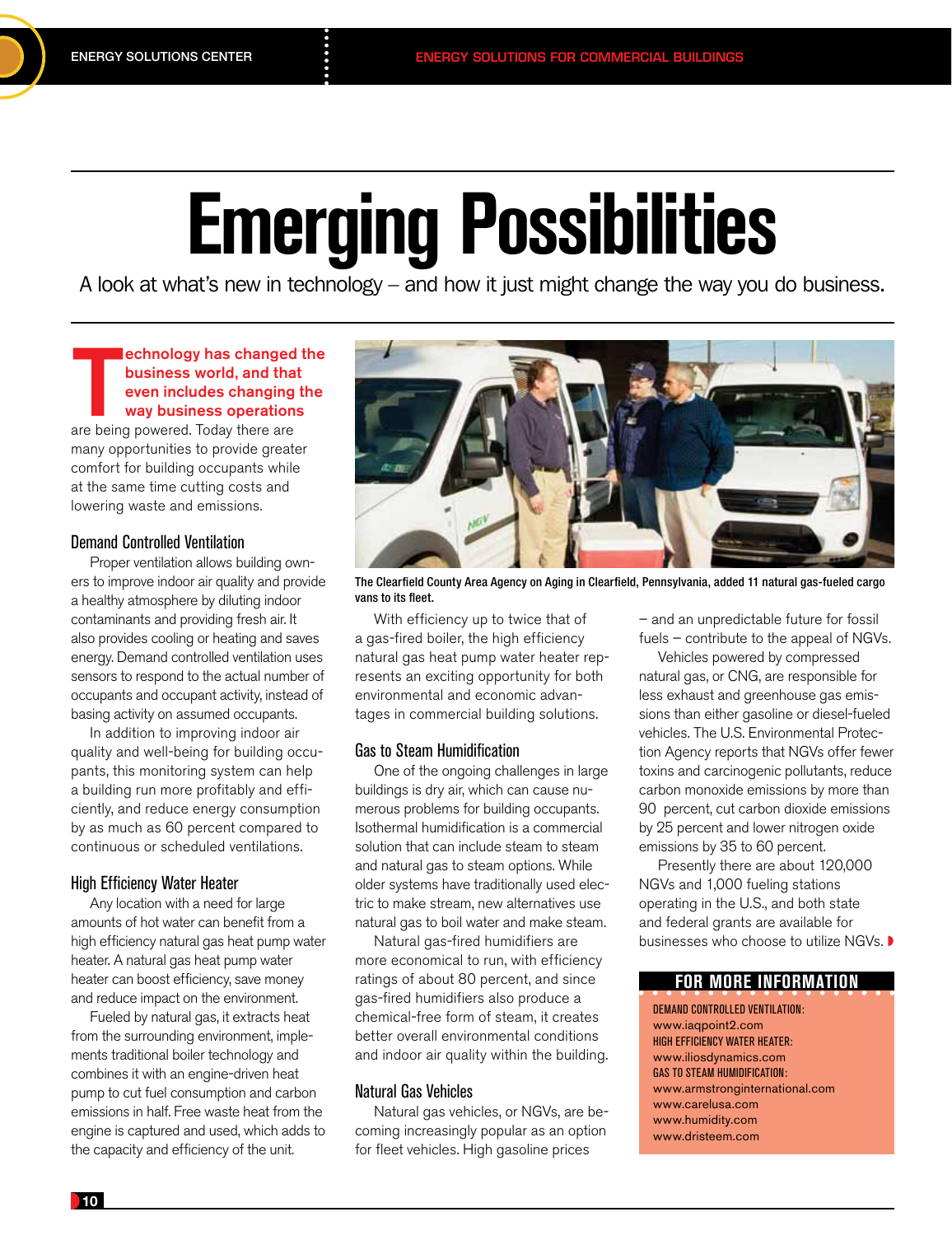# Emerging Possibilities

A look at what's new in technology – and how it just might change the way you do business.

**Technology has changed the business world, and that even includes changing the way business operations** are being powered. Today there are many opportunities to provide greater comfort for building occupants while at the same time cutting costs and lowering waste and emissions.

## Demand Controlled Ventilation

Proper ventilation allows building owners to improve indoor air quality and provide a healthy atmosphere by diluting indoor contaminants and providing fresh air. It also provides cooling or heating and saves energy. Demand controlled ventilation uses sensors to respond to the actual number of occupants and occupant activity, instead of basing activity on assumed occupants.

In addition to improving indoor air quality and well-being for building occupants, this monitoring system can help a building run more profitably and efficiently, and reduce energy consumption by as much as 60 percent compared to continuous or scheduled ventilations.

## High Efficiency Water Heater

Any location with a need for large amounts of hot water can benefit from a high efficiency natural gas heat pump water heater. A natural gas heat pump water heater can boost efficiency, save money and reduce impact on the environment.

Fueled by natural gas, it extracts heat from the surrounding environment, implements traditional boiler technology and combines it with an engine-driven heat pump to cut fuel consumption and carbon emissions in half. Free waste heat from the engine is captured and used, which adds to the capacity and efficiency of the unit.

The Clearfield County Area Agency on Aging in Clearfield, Pennsylvania, added 11 natural gas-fueled cargo vans to its fleet.

With efficiency up to twice that of a gas-fired boiler, the high efficiency natural gas heat pump water heater represents an exciting opportunity for both environmental and economic advantages in commercial building solutions.

## Gas to Steam Humidification

One of the ongoing challenges in large buildings is dry air, which can cause numerous problems for building occupants. Isothermal humidification is a commercial solution that can include steam to steam and natural gas to steam options. While older systems have traditionally used electric to make stream, new alternatives use natural gas to boil water and make steam.

Natural gas-fired humidifiers are more economical to run, with efficiency ratings of about 80 percent, and since gas-fired humidifiers also produce a chemical-free form of steam, it creates better overall environmental conditions and indoor air quality within the building.

## Natural Gas Vehicles

Natural gas vehicles, or NGVs, are becoming increasingly popular as an option for fleet vehicles. High gasoline prices – and an unpredictable future for fossil fuels – contribute to the appeal of NGVs.

Vehicles powered by compressed natural gas, or CNG, are responsible for less exhaust and greenhouse gas emissions than either gasoline or diesel-fueled vehicles. The U.S. Environmental Protection Agency reports that NGVs offer fewer toxins and carcinogenic pollutants, reduce carbon monoxide emissions by more than 90 percent, cut carbon dioxide emissions by 25 percent and lower nitrogen oxide emissions by 35 to 60 percent.

Presently there are about 120,000 NGVs and 1,000 fueling stations operating in the U.S., and both state and federal grants are available for businesses who choose to utilize NGVs.

### FOR MORE INFORMATION

**DEMAND CONTROLLED VENTILATION:**
www.iaqpoint2.com

**HIGH EFFICIENCY WATER HEATER:**
www.iliosdynamics.com

**GAS TO STEAM HUMIDIFICATION:**
www.armstronginternational.com
www.carelusa.com
www.humidity.com
www.dristeem.com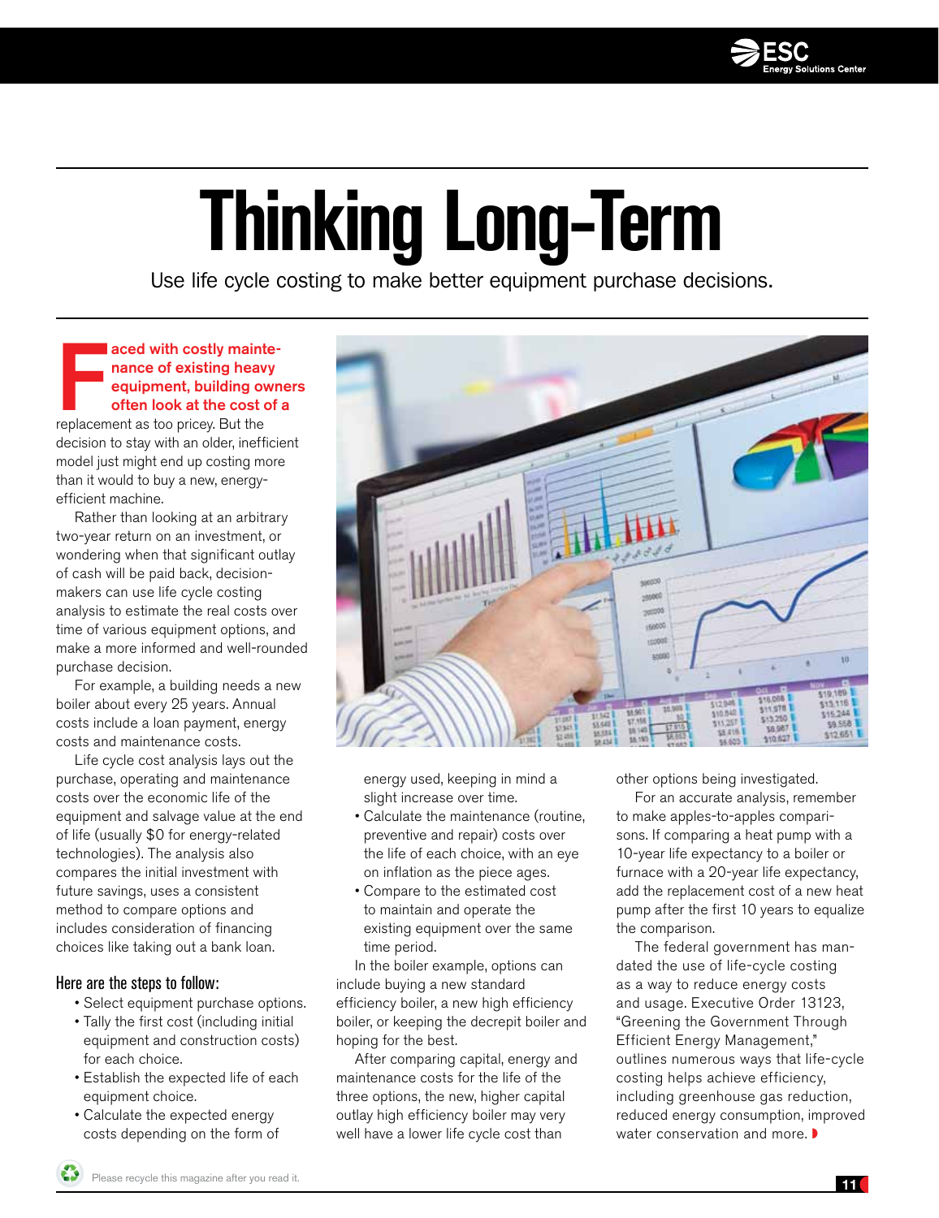# Thinking Long-Term

Use life cycle costing to make better equipment purchase decisions.

**Faced with costly maintenance of existing heavy equipment, building owners often look at the cost of a** replacement as too pricey. But the decision to stay with an older, inefficient model just might end up costing more than it would to buy a new, energy-efficient machine.

Rather than looking at an arbitrary two-year return on an investment, or wondering when that significant outlay of cash will be paid back, decision-makers can use life cycle costing analysis to estimate the real costs over time of various equipment options, and make a more informed and well-rounded purchase decision.

For example, a building needs a new boiler about every 25 years. Annual costs include a loan payment, energy costs and maintenance costs.

Life cycle cost analysis lays out the purchase, operating and maintenance costs over the economic life of the equipment and salvage value at the end of life (usually $0 for energy-related technologies). The analysis also compares the initial investment with future savings, uses a consistent method to compare options and includes consideration of financing choices like taking out a bank loan.

## Here are the steps to follow:

- Select equipment purchase options.
- Tally the first cost (including initial equipment and construction costs) for each choice.
- Establish the expected life of each equipment choice.
- Calculate the expected energy costs depending on the form of energy used, keeping in mind a slight increase over time.
- Calculate the maintenance (routine, preventive and repair) costs over the life of each choice, with an eye on inflation as the piece ages.
- Compare to the estimated cost to maintain and operate the existing equipment over the same time period.

In the boiler example, options can include buying a new standard efficiency boiler, a new high efficiency boiler, or keeping the decrepit boiler and hoping for the best.

After comparing capital, energy and maintenance costs for the life of the three options, the new, higher capital outlay high efficiency boiler may very well have a lower life cycle cost than other options being investigated.

For an accurate analysis, remember to make apples-to-apples comparisons. If comparing a heat pump with a 10-year life expectancy to a boiler or furnace with a 20-year life expectancy, add the replacement cost of a new heat pump after the first 10 years to equalize the comparison.

The federal government has mandated the use of life-cycle costing as a way to reduce energy costs and usage. Executive Order 13123, "Greening the Government Through Efficient Energy Management," outlines numerous ways that life-cycle costing helps achieve efficiency, including greenhouse gas reduction, reduced energy consumption, improved water conservation and more.

Please recycle this magazine after you read it.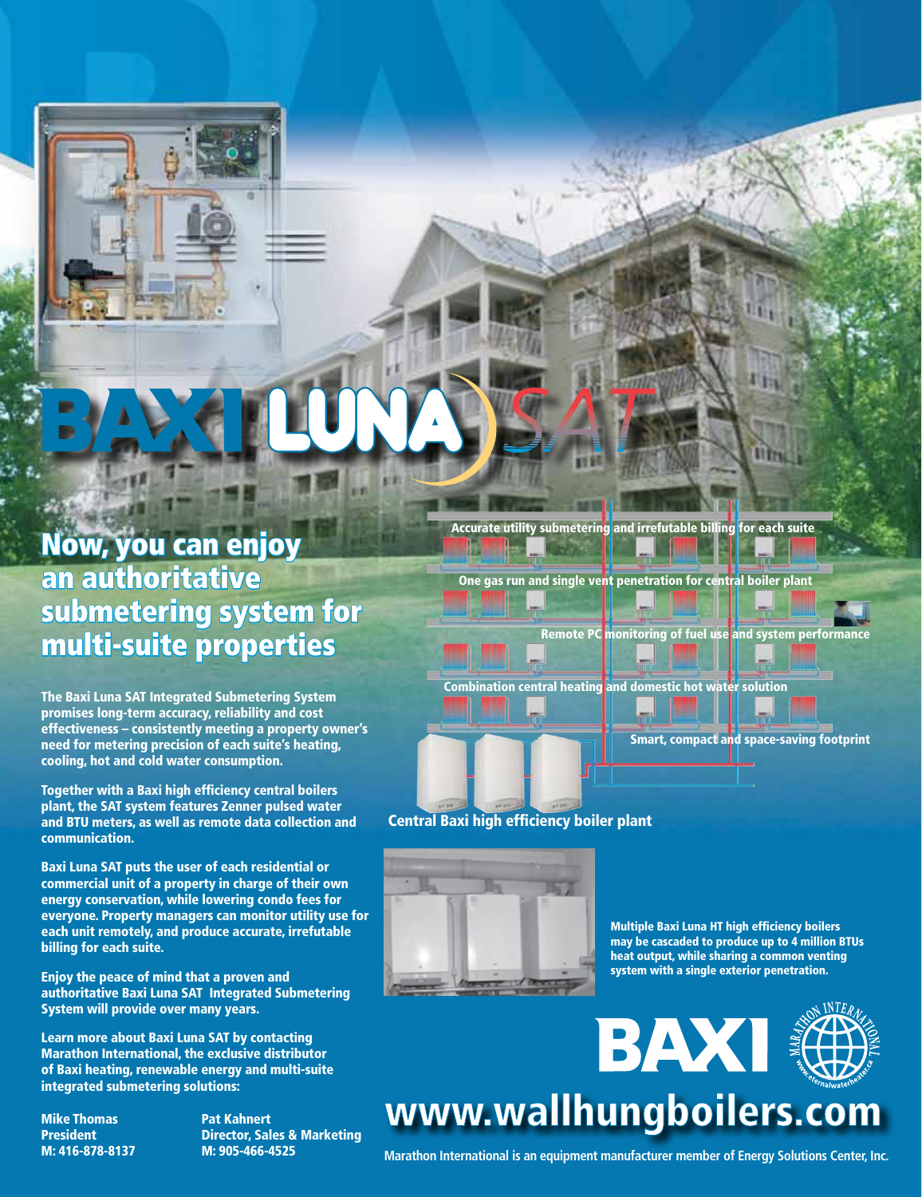# BAXI LUNA SAT

## Now, you can enjoy an authoritative submetering system for multi-suite properties

Accurate utility submetering and irrefutable billing for each suite

One gas run and single vent penetration for central boiler plant

Remote PC monitoring of fuel use and system performance

Combination central heating and domestic hot water solution

Smart, compact and space-saving footprint

Central Baxi high efficiency boiler plant

**The Baxi Luna SAT Integrated Submetering System promises long-term accuracy, reliability and cost effectiveness – consistently meeting a property owner's need for metering precision of each suite's heating, cooling, hot and cold water consumption.**

**Together with a Baxi high efficiency central boilers plant, the SAT system features Zenner pulsed water and BTU meters, as well as remote data collection and communication.**

**Baxi Luna SAT puts the user of each residential or commercial unit of a property in charge of their own energy conservation, while lowering condo fees for everyone. Property managers can monitor utility use for each unit remotely, and produce accurate, irrefutable billing for each suite.**

**Enjoy the peace of mind that a proven and authoritative Baxi Luna SAT Integrated Submetering System will provide over many years.**

**Learn more about Baxi Luna SAT by contacting Marathon International, the exclusive distributor of Baxi heating, renewable energy and multi-suite integrated submetering solutions:**

**Mike Thomas**
**President**
**M: 416-878-8137**

**Pat Kahnert**
**Director, Sales & Marketing**
**M: 905-466-4525**

Multiple Baxi Luna HT high efficiency boilers may be cascaded to produce up to 4 million BTUs heat output, while sharing a common venting system with a single exterior penetration.

BAXI

MARATHON INTERNATIONAL
www.eternalwaterheater.ca

# www.wallhungboilers.com

Marathon International is an equipment manufacturer member of Energy Solutions Center, Inc.